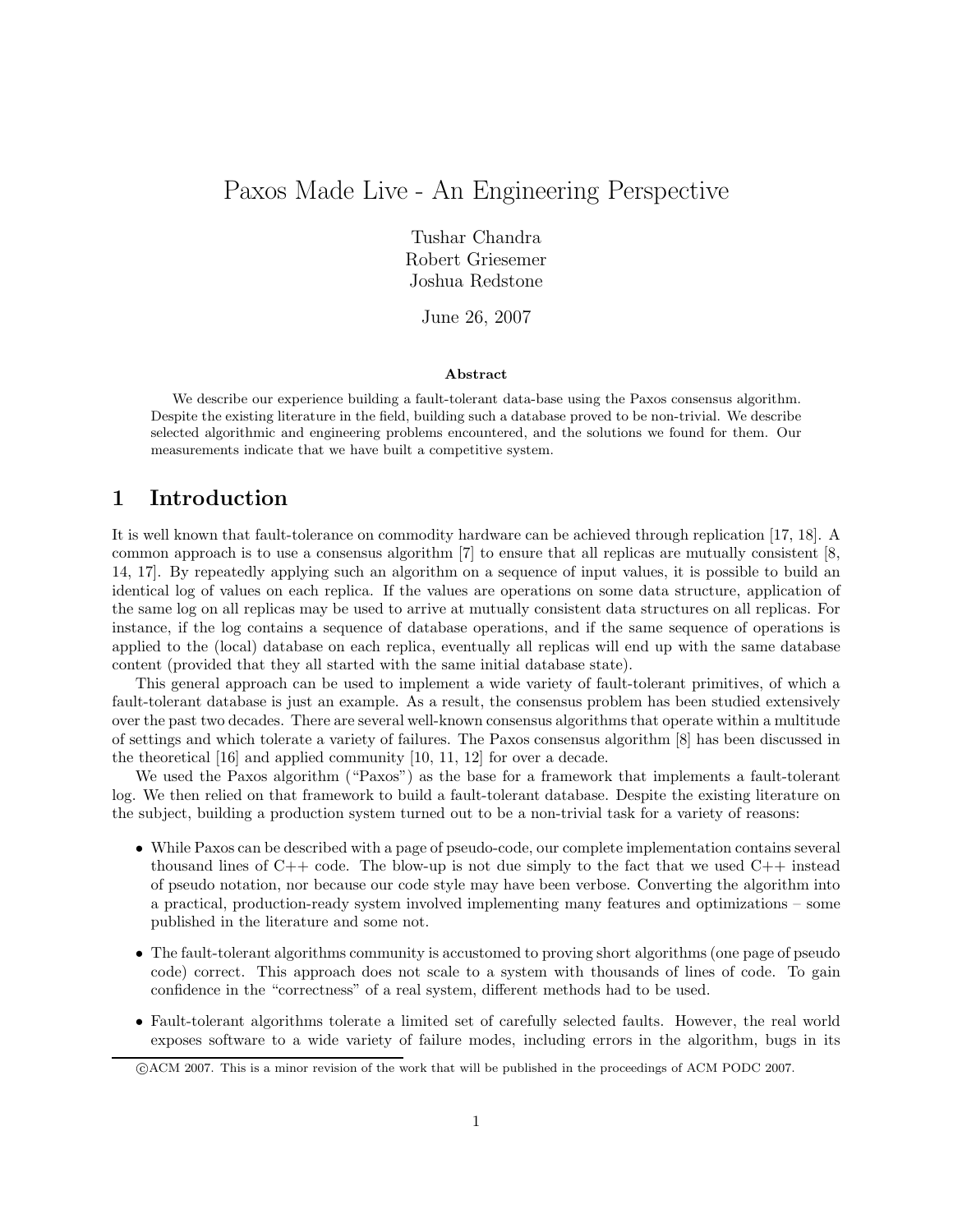// Paxos Made Live - An Engineering Perspective

Tushar Chandra
Robert Griesemer
Joshua Redstone

June 26, 2007

**Abstract**

We describe our experience building a fault-tolerant data-base using the Paxos consensus algorithm. Despite the existing literature in the field, building such a database proved to be non-trivial. We describe selected algorithmic and engineering problems encountered, and the solutions we found for them. Our measurements indicate that we have built a competitive system.

## 1 Introduction

It is well known that fault-tolerance on commodity hardware can be achieved through replication [17, 18]. A common approach is to use a consensus algorithm [7] to ensure that all replicas are mutually consistent [8, 14, 17]. By repeatedly applying such an algorithm on a sequence of input values, it is possible to build an identical log of values on each replica. If the values are operations on some data structure, application of the same log on all replicas may be used to arrive at mutually consistent data structures on all replicas. For instance, if the log contains a sequence of database operations, and if the same sequence of operations is applied to the (local) database on each replica, eventually all replicas will end up with the same database content (provided that they all started with the same initial database state).

This general approach can be used to implement a wide variety of fault-tolerant primitives, of which a fault-tolerant database is just an example. As a result, the consensus problem has been studied extensively over the past two decades. There are several well-known consensus algorithms that operate within a multitude of settings and which tolerate a variety of failures. The Paxos consensus algorithm [8] has been discussed in the theoretical [16] and applied community [10, 11, 12] for over a decade.

We used the Paxos algorithm ("Paxos") as the base for a framework that implements a fault-tolerant log. We then relied on that framework to build a fault-tolerant database. Despite the existing literature on the subject, building a production system turned out to be a non-trivial task for a variety of reasons:

- While Paxos can be described with a page of pseudo-code, our complete implementation contains several thousand lines of C++ code. The blow-up is not due simply to the fact that we used C++ instead of pseudo notation, nor because our code style may have been verbose. Converting the algorithm into a practical, production-ready system involved implementing many features and optimizations – some published in the literature and some not.
- The fault-tolerant algorithms community is accustomed to proving short algorithms (one page of pseudo code) correct. This approach does not scale to a system with thousands of lines of code. To gain confidence in the "correctness" of a real system, different methods had to be used.
- Fault-tolerant algorithms tolerate a limited set of carefully selected faults. However, the real world exposes software to a wide variety of failure modes, including errors in the algorithm, bugs in its

©ACM 2007. This is a minor revision of the work that will be published in the proceedings of ACM PODC 2007.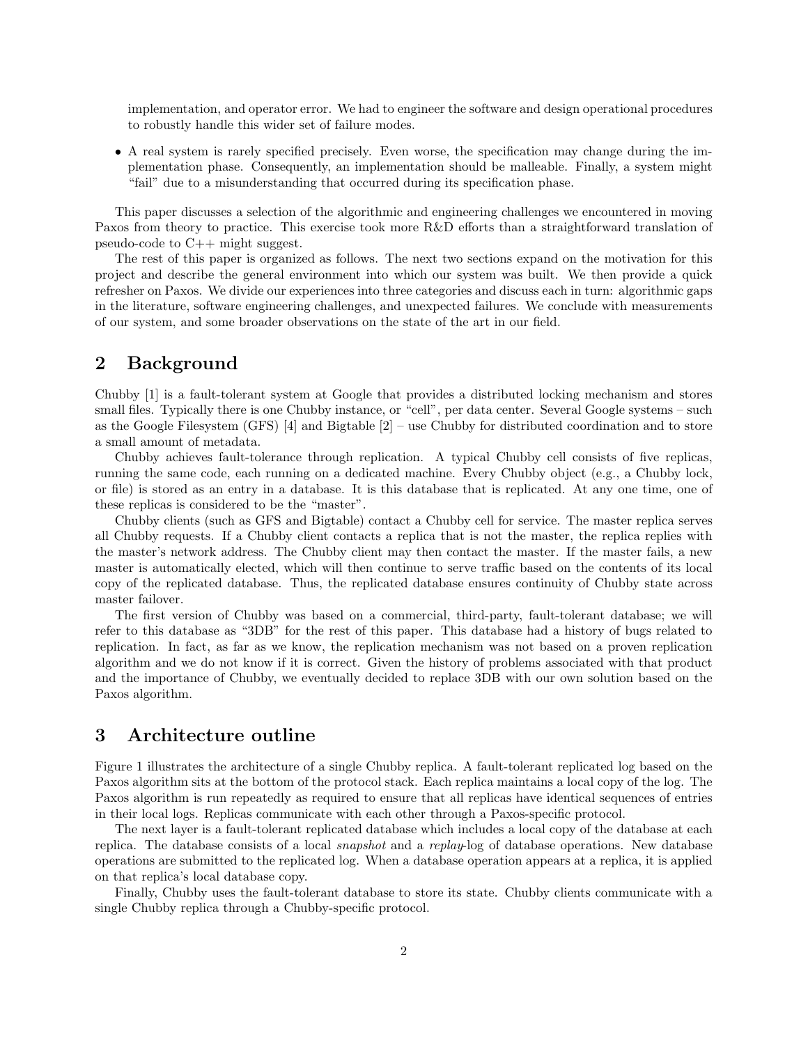implementation, and operator error. We had to engineer the software and design operational procedures to robustly handle this wider set of failure modes.

- A real system is rarely specified precisely. Even worse, the specification may change during the implementation phase. Consequently, an implementation should be malleable. Finally, a system might "fail" due to a misunderstanding that occurred during its specification phase.

This paper discusses a selection of the algorithmic and engineering challenges we encountered in moving Paxos from theory to practice. This exercise took more R&D efforts than a straightforward translation of pseudo-code to C++ might suggest.

The rest of this paper is organized as follows. The next two sections expand on the motivation for this project and describe the general environment into which our system was built. We then provide a quick refresher on Paxos. We divide our experiences into three categories and discuss each in turn: algorithmic gaps in the literature, software engineering challenges, and unexpected failures. We conclude with measurements of our system, and some broader observations on the state of the art in our field.

## 2 Background

Chubby [1] is a fault-tolerant system at Google that provides a distributed locking mechanism and stores small files. Typically there is one Chubby instance, or "cell", per data center. Several Google systems – such as the Google Filesystem (GFS) [4] and Bigtable [2] – use Chubby for distributed coordination and to store a small amount of metadata.

Chubby achieves fault-tolerance through replication. A typical Chubby cell consists of five replicas, running the same code, each running on a dedicated machine. Every Chubby object (e.g., a Chubby lock, or file) is stored as an entry in a database. It is this database that is replicated. At any one time, one of these replicas is considered to be the "master".

Chubby clients (such as GFS and Bigtable) contact a Chubby cell for service. The master replica serves all Chubby requests. If a Chubby client contacts a replica that is not the master, the replica replies with the master's network address. The Chubby client may then contact the master. If the master fails, a new master is automatically elected, which will then continue to serve traffic based on the contents of its local copy of the replicated database. Thus, the replicated database ensures continuity of Chubby state across master failover.

The first version of Chubby was based on a commercial, third-party, fault-tolerant database; we will refer to this database as "3DB" for the rest of this paper. This database had a history of bugs related to replication. In fact, as far as we know, the replication mechanism was not based on a proven replication algorithm and we do not know if it is correct. Given the history of problems associated with that product and the importance of Chubby, we eventually decided to replace 3DB with our own solution based on the Paxos algorithm.

## 3 Architecture outline

Figure 1 illustrates the architecture of a single Chubby replica. A fault-tolerant replicated log based on the Paxos algorithm sits at the bottom of the protocol stack. Each replica maintains a local copy of the log. The Paxos algorithm is run repeatedly as required to ensure that all replicas have identical sequences of entries in their local logs. Replicas communicate with each other through a Paxos-specific protocol.

The next layer is a fault-tolerant replicated database which includes a local copy of the database at each replica. The database consists of a local *snapshot* and a *replay*-log of database operations. New database operations are submitted to the replicated log. When a database operation appears at a replica, it is applied on that replica's local database copy.

Finally, Chubby uses the fault-tolerant database to store its state. Chubby clients communicate with a single Chubby replica through a Chubby-specific protocol.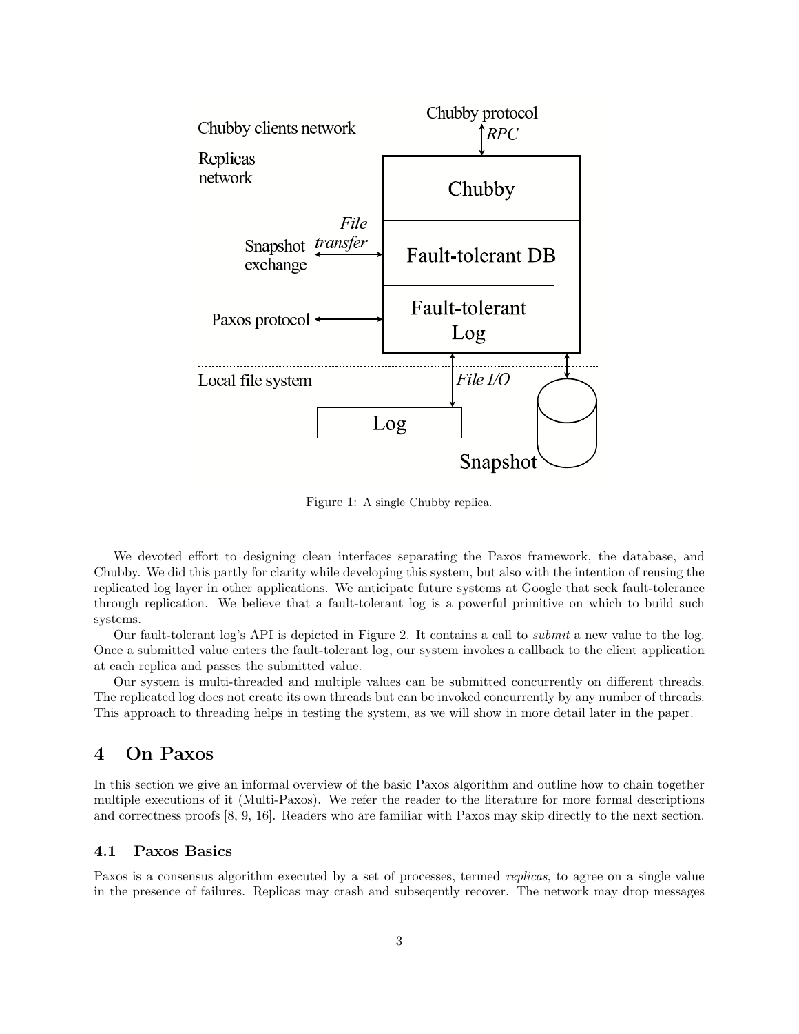Figure 1: A single Chubby replica.

We devoted effort to designing clean interfaces separating the Paxos framework, the database, and Chubby. We did this partly for clarity while developing this system, but also with the intention of reusing the replicated log layer in other applications. We anticipate future systems at Google that seek fault-tolerance through replication. We believe that a fault-tolerant log is a powerful primitive on which to build such systems.

Our fault-tolerant log's API is depicted in Figure 2. It contains a call to *submit* a new value to the log. Once a submitted value enters the fault-tolerant log, our system invokes a callback to the client application at each replica and passes the submitted value.

Our system is multi-threaded and multiple values can be submitted concurrently on different threads. The replicated log does not create its own threads but can be invoked concurrently by any number of threads. This approach to threading helps in testing the system, as we will show in more detail later in the paper.

## 4 On Paxos

In this section we give an informal overview of the basic Paxos algorithm and outline how to chain together multiple executions of it (Multi-Paxos). We refer the reader to the literature for more formal descriptions and correctness proofs [8, 9, 16]. Readers who are familiar with Paxos may skip directly to the next section.

### 4.1 Paxos Basics

Paxos is a consensus algorithm executed by a set of processes, termed *replicas*, to agree on a single value in the presence of failures. Replicas may crash and subseqently recover. The network may drop messages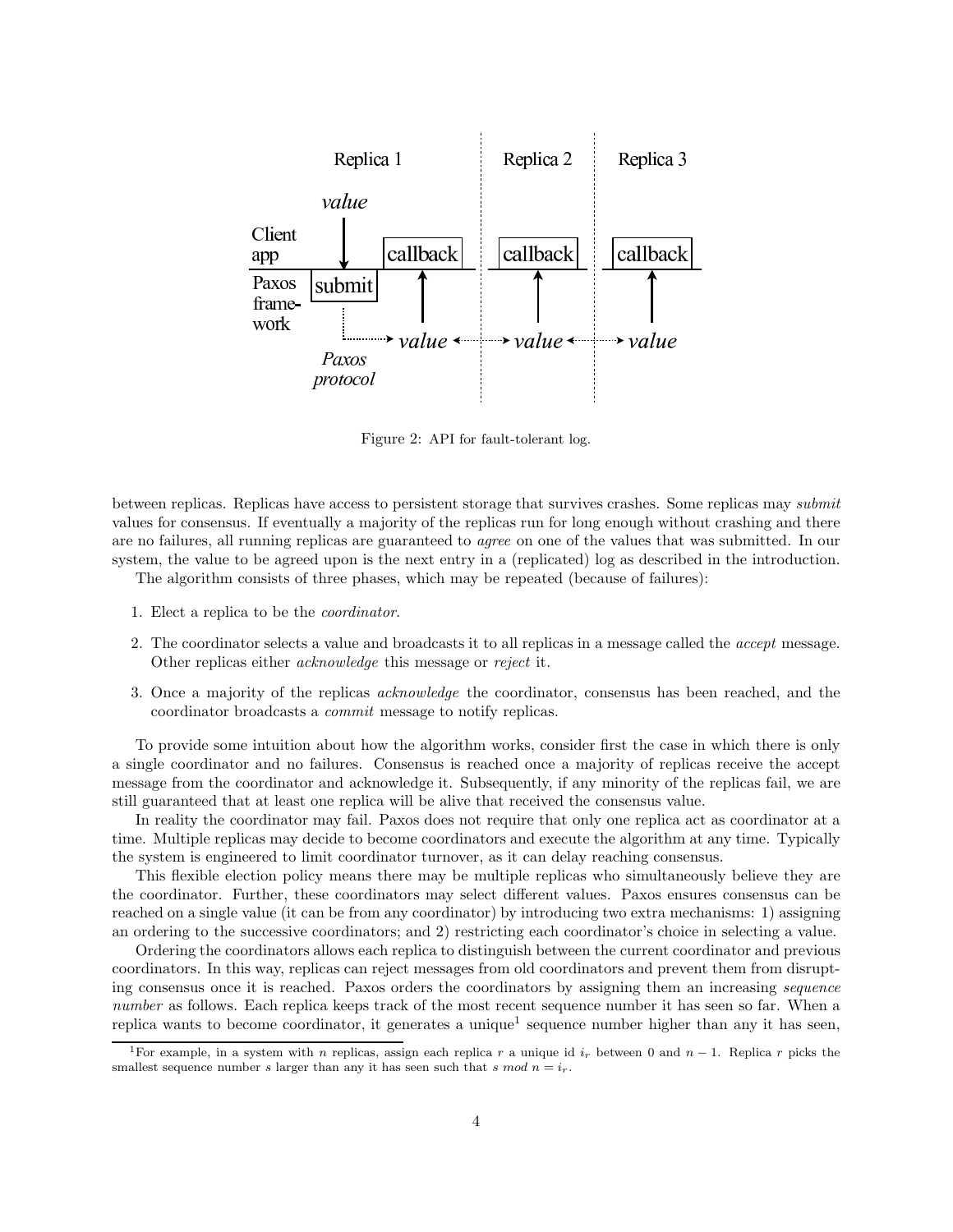Figure 2: API for fault-tolerant log.

between replicas. Replicas have access to persistent storage that survives crashes. Some replicas may *submit* values for consensus. If eventually a majority of the replicas run for long enough without crashing and there are no failures, all running replicas are guaranteed to *agree* on one of the values that was submitted. In our system, the value to be agreed upon is the next entry in a (replicated) log as described in the introduction.

The algorithm consists of three phases, which may be repeated (because of failures):

1. Elect a replica to be the *coordinator*.
2. The coordinator selects a value and broadcasts it to all replicas in a message called the *accept* message. Other replicas either *acknowledge* this message or *reject* it.
3. Once a majority of the replicas *acknowledge* the coordinator, consensus has been reached, and the coordinator broadcasts a *commit* message to notify replicas.

To provide some intuition about how the algorithm works, consider first the case in which there is only a single coordinator and no failures. Consensus is reached once a majority of replicas receive the accept message from the coordinator and acknowledge it. Subsequently, if any minority of the replicas fail, we are still guaranteed that at least one replica will be alive that received the consensus value.

In reality the coordinator may fail. Paxos does not require that only one replica act as coordinator at a time. Multiple replicas may decide to become coordinators and execute the algorithm at any time. Typically the system is engineered to limit coordinator turnover, as it can delay reaching consensus.

This flexible election policy means there may be multiple replicas who simultaneously believe they are the coordinator. Further, these coordinators may select different values. Paxos ensures consensus can be reached on a single value (it can be from any coordinator) by introducing two extra mechanisms: 1) assigning an ordering to the successive coordinators; and 2) restricting each coordinator's choice in selecting a value.

Ordering the coordinators allows each replica to distinguish between the current coordinator and previous coordinators. In this way, replicas can reject messages from old coordinators and prevent them from disrupting consensus once it is reached. Paxos orders the coordinators by assigning them an increasing *sequence number* as follows. Each replica keeps track of the most recent sequence number it has seen so far. When a replica wants to become coordinator, it generates a unique[1] sequence number higher than any it has seen,

[1] For example, in a system with $n$ replicas, assign each replica $r$ a unique id $i_r$ between 0 and $n-1$. Replica $r$ picks the smallest sequence number $s$ larger than any it has seen such that $s \bmod n = i_r$.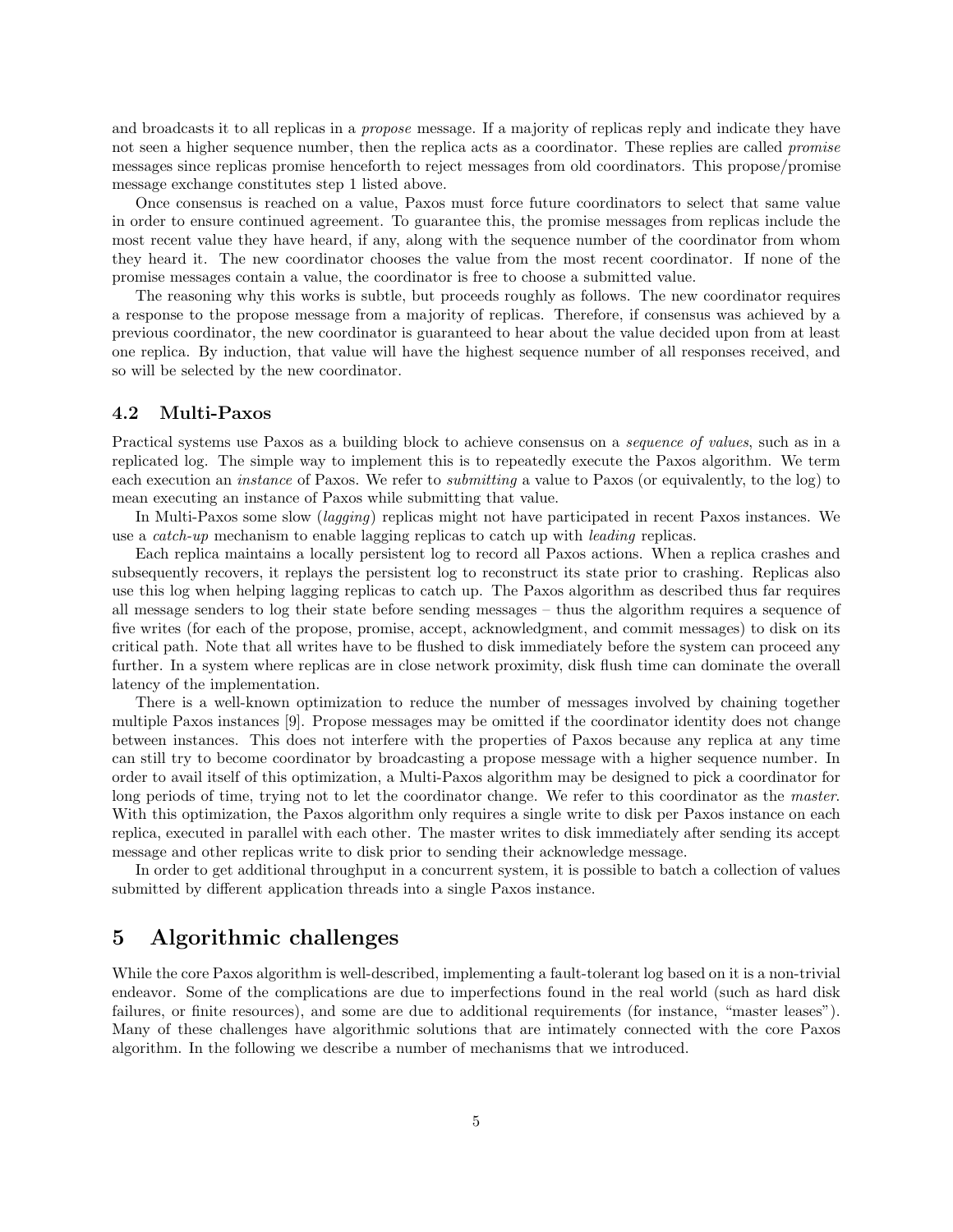and broadcasts it to all replicas in a *propose* message. If a majority of replicas reply and indicate they have not seen a higher sequence number, then the replica acts as a coordinator. These replies are called *promise* messages since replicas promise henceforth to reject messages from old coordinators. This propose/promise message exchange constitutes step 1 listed above.

Once consensus is reached on a value, Paxos must force future coordinators to select that same value in order to ensure continued agreement. To guarantee this, the promise messages from replicas include the most recent value they have heard, if any, along with the sequence number of the coordinator from whom they heard it. The new coordinator chooses the value from the most recent coordinator. If none of the promise messages contain a value, the coordinator is free to choose a submitted value.

The reasoning why this works is subtle, but proceeds roughly as follows. The new coordinator requires a response to the propose message from a majority of replicas. Therefore, if consensus was achieved by a previous coordinator, the new coordinator is guaranteed to hear about the value decided upon from at least one replica. By induction, that value will have the highest sequence number of all responses received, and so will be selected by the new coordinator.

### 4.2 Multi-Paxos

Practical systems use Paxos as a building block to achieve consensus on a *sequence of values*, such as in a replicated log. The simple way to implement this is to repeatedly execute the Paxos algorithm. We term each execution an *instance* of Paxos. We refer to *submitting* a value to Paxos (or equivalently, to the log) to mean executing an instance of Paxos while submitting that value.

In Multi-Paxos some slow (*lagging*) replicas might not have participated in recent Paxos instances. We use a *catch-up* mechanism to enable lagging replicas to catch up with *leading* replicas.

Each replica maintains a locally persistent log to record all Paxos actions. When a replica crashes and subsequently recovers, it replays the persistent log to reconstruct its state prior to crashing. Replicas also use this log when helping lagging replicas to catch up. The Paxos algorithm as described thus far requires all message senders to log their state before sending messages – thus the algorithm requires a sequence of five writes (for each of the propose, promise, accept, acknowledgment, and commit messages) to disk on its critical path. Note that all writes have to be flushed to disk immediately before the system can proceed any further. In a system where replicas are in close network proximity, disk flush time can dominate the overall latency of the implementation.

There is a well-known optimization to reduce the number of messages involved by chaining together multiple Paxos instances [9]. Propose messages may be omitted if the coordinator identity does not change between instances. This does not interfere with the properties of Paxos because any replica at any time can still try to become coordinator by broadcasting a propose message with a higher sequence number. In order to avail itself of this optimization, a Multi-Paxos algorithm may be designed to pick a coordinator for long periods of time, trying not to let the coordinator change. We refer to this coordinator as the *master*. With this optimization, the Paxos algorithm only requires a single write to disk per Paxos instance on each replica, executed in parallel with each other. The master writes to disk immediately after sending its accept message and other replicas write to disk prior to sending their acknowledge message.

In order to get additional throughput in a concurrent system, it is possible to batch a collection of values submitted by different application threads into a single Paxos instance.

## 5 Algorithmic challenges

While the core Paxos algorithm is well-described, implementing a fault-tolerant log based on it is a non-trivial endeavor. Some of the complications are due to imperfections found in the real world (such as hard disk failures, or finite resources), and some are due to additional requirements (for instance, "master leases"). Many of these challenges have algorithmic solutions that are intimately connected with the core Paxos algorithm. In the following we describe a number of mechanisms that we introduced.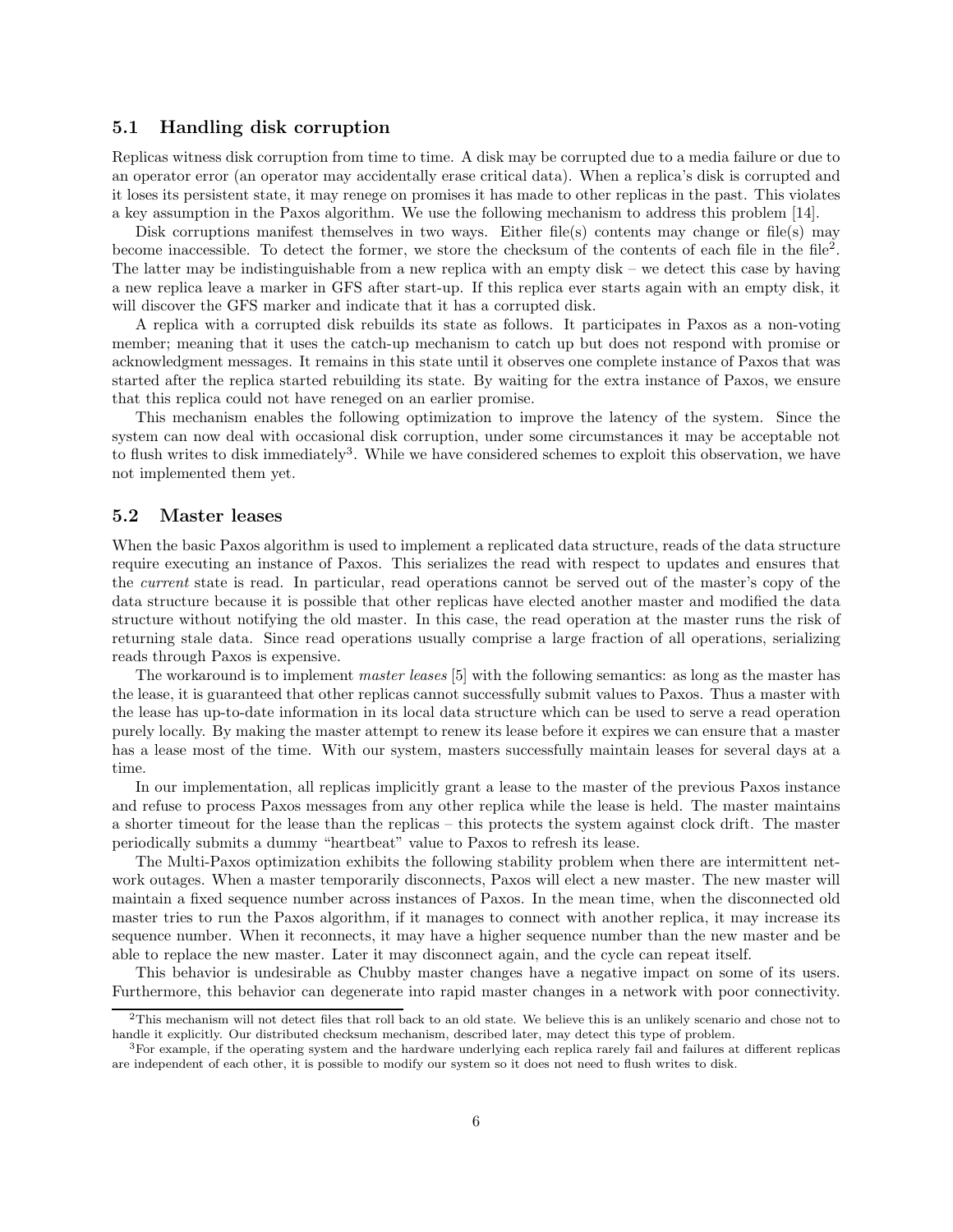### 5.1 Handling disk corruption

Replicas witness disk corruption from time to time. A disk may be corrupted due to a media failure or due to an operator error (an operator may accidentally erase critical data). When a replica's disk is corrupted and it loses its persistent state, it may renege on promises it has made to other replicas in the past. This violates a key assumption in the Paxos algorithm. We use the following mechanism to address this problem [14].

Disk corruptions manifest themselves in two ways. Either file(s) contents may change or file(s) may become inaccessible. To detect the former, we store the checksum of the contents of each file in the file[2]. The latter may be indistinguishable from a new replica with an empty disk – we detect this case by having a new replica leave a marker in GFS after start-up. If this replica ever starts again with an empty disk, it will discover the GFS marker and indicate that it has a corrupted disk.

A replica with a corrupted disk rebuilds its state as follows. It participates in Paxos as a non-voting member; meaning that it uses the catch-up mechanism to catch up but does not respond with promise or acknowledgment messages. It remains in this state until it observes one complete instance of Paxos that was started after the replica started rebuilding its state. By waiting for the extra instance of Paxos, we ensure that this replica could not have reneged on an earlier promise.

This mechanism enables the following optimization to improve the latency of the system. Since the system can now deal with occasional disk corruption, under some circumstances it may be acceptable not to flush writes to disk immediately[3]. While we have considered schemes to exploit this observation, we have not implemented them yet.

### 5.2 Master leases

When the basic Paxos algorithm is used to implement a replicated data structure, reads of the data structure require executing an instance of Paxos. This serializes the read with respect to updates and ensures that the *current* state is read. In particular, read operations cannot be served out of the master's copy of the data structure because it is possible that other replicas have elected another master and modified the data structure without notifying the old master. In this case, the read operation at the master runs the risk of returning stale data. Since read operations usually comprise a large fraction of all operations, serializing reads through Paxos is expensive.

The workaround is to implement *master leases* [5] with the following semantics: as long as the master has the lease, it is guaranteed that other replicas cannot successfully submit values to Paxos. Thus a master with the lease has up-to-date information in its local data structure which can be used to serve a read operation purely locally. By making the master attempt to renew its lease before it expires we can ensure that a master has a lease most of the time. With our system, masters successfully maintain leases for several days at a time.

In our implementation, all replicas implicitly grant a lease to the master of the previous Paxos instance and refuse to process Paxos messages from any other replica while the lease is held. The master maintains a shorter timeout for the lease than the replicas – this protects the system against clock drift. The master periodically submits a dummy "heartbeat" value to Paxos to refresh its lease.

The Multi-Paxos optimization exhibits the following stability problem when there are intermittent network outages. When a master temporarily disconnects, Paxos will elect a new master. The new master will maintain a fixed sequence number across instances of Paxos. In the mean time, when the disconnected old master tries to run the Paxos algorithm, if it manages to connect with another replica, it may increase its sequence number. When it reconnects, it may have a higher sequence number than the new master and be able to replace the new master. Later it may disconnect again, and the cycle can repeat itself.

This behavior is undesirable as Chubby master changes have a negative impact on some of its users. Furthermore, this behavior can degenerate into rapid master changes in a network with poor connectivity.

---

[2] This mechanism will not detect files that roll back to an old state. We believe this is an unlikely scenario and chose not to handle it explicitly. Our distributed checksum mechanism, described later, may detect this type of problem.

[3] For example, if the operating system and the hardware underlying each replica rarely fail and failures at different replicas are independent of each other, it is possible to modify our system so it does not need to flush writes to disk.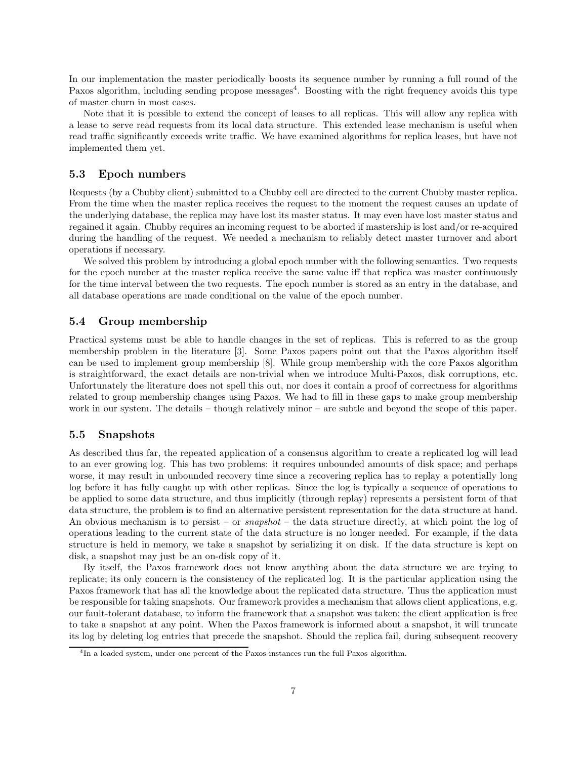In our implementation the master periodically boosts its sequence number by running a full round of the Paxos algorithm, including sending propose messages[4]. Boosting with the right frequency avoids this type of master churn in most cases.

Note that it is possible to extend the concept of leases to all replicas. This will allow any replica with a lease to serve read requests from its local data structure. This extended lease mechanism is useful when read traffic significantly exceeds write traffic. We have examined algorithms for replica leases, but have not implemented them yet.

### 5.3 Epoch numbers

Requests (by a Chubby client) submitted to a Chubby cell are directed to the current Chubby master replica. From the time when the master replica receives the request to the moment the request causes an update of the underlying database, the replica may have lost its master status. It may even have lost master status and regained it again. Chubby requires an incoming request to be aborted if mastership is lost and/or re-acquired during the handling of the request. We needed a mechanism to reliably detect master turnover and abort operations if necessary.

We solved this problem by introducing a global epoch number with the following semantics. Two requests for the epoch number at the master replica receive the same value iff that replica was master continuously for the time interval between the two requests. The epoch number is stored as an entry in the database, and all database operations are made conditional on the value of the epoch number.

### 5.4 Group membership

Practical systems must be able to handle changes in the set of replicas. This is referred to as the group membership problem in the literature [3]. Some Paxos papers point out that the Paxos algorithm itself can be used to implement group membership [8]. While group membership with the core Paxos algorithm is straightforward, the exact details are non-trivial when we introduce Multi-Paxos, disk corruptions, etc. Unfortunately the literature does not spell this out, nor does it contain a proof of correctness for algorithms related to group membership changes using Paxos. We had to fill in these gaps to make group membership work in our system. The details – though relatively minor – are subtle and beyond the scope of this paper.

### 5.5 Snapshots

As described thus far, the repeated application of a consensus algorithm to create a replicated log will lead to an ever growing log. This has two problems: it requires unbounded amounts of disk space; and perhaps worse, it may result in unbounded recovery time since a recovering replica has to replay a potentially long log before it has fully caught up with other replicas. Since the log is typically a sequence of operations to be applied to some data structure, and thus implicitly (through replay) represents a persistent form of that data structure, the problem is to find an alternative persistent representation for the data structure at hand. An obvious mechanism is to persist – or *snapshot* – the data structure directly, at which point the log of operations leading to the current state of the data structure is no longer needed. For example, if the data structure is held in memory, we take a snapshot by serializing it on disk. If the data structure is kept on disk, a snapshot may just be an on-disk copy of it.

By itself, the Paxos framework does not know anything about the data structure we are trying to replicate; its only concern is the consistency of the replicated log. It is the particular application using the Paxos framework that has all the knowledge about the replicated data structure. Thus the application must be responsible for taking snapshots. Our framework provides a mechanism that allows client applications, e.g. our fault-tolerant database, to inform the framework that a snapshot was taken; the client application is free to take a snapshot at any point. When the Paxos framework is informed about a snapshot, it will truncate its log by deleting log entries that precede the snapshot. Should the replica fail, during subsequent recovery

[4] In a loaded system, under one percent of the Paxos instances run the full Paxos algorithm.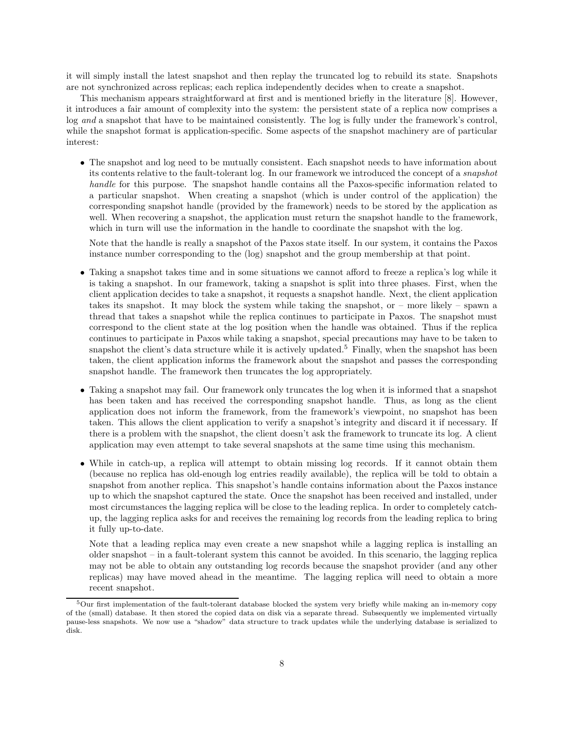it will simply install the latest snapshot and then replay the truncated log to rebuild its state. Snapshots are not synchronized across replicas; each replica independently decides when to create a snapshot.

This mechanism appears straightforward at first and is mentioned briefly in the literature [8]. However, it introduces a fair amount of complexity into the system: the persistent state of a replica now comprises a log *and* a snapshot that have to be maintained consistently. The log is fully under the framework's control, while the snapshot format is application-specific. Some aspects of the snapshot machinery are of particular interest:

- The snapshot and log need to be mutually consistent. Each snapshot needs to have information about its contents relative to the fault-tolerant log. In our framework we introduced the concept of a *snapshot handle* for this purpose. The snapshot handle contains all the Paxos-specific information related to a particular snapshot. When creating a snapshot (which is under control of the application) the corresponding snapshot handle (provided by the framework) needs to be stored by the application as well. When recovering a snapshot, the application must return the snapshot handle to the framework, which in turn will use the information in the handle to coordinate the snapshot with the log.

  Note that the handle is really a snapshot of the Paxos state itself. In our system, it contains the Paxos instance number corresponding to the (log) snapshot and the group membership at that point.

- Taking a snapshot takes time and in some situations we cannot afford to freeze a replica's log while it is taking a snapshot. In our framework, taking a snapshot is split into three phases. First, when the client application decides to take a snapshot, it requests a snapshot handle. Next, the client application takes its snapshot. It may block the system while taking the snapshot, or – more likely – spawn a thread that takes a snapshot while the replica continues to participate in Paxos. The snapshot must correspond to the client state at the log position when the handle was obtained. Thus if the replica continues to participate in Paxos while taking a snapshot, special precautions may have to be taken to snapshot the client's data structure while it is actively updated.[5] Finally, when the snapshot has been taken, the client application informs the framework about the snapshot and passes the corresponding snapshot handle. The framework then truncates the log appropriately.

- Taking a snapshot may fail. Our framework only truncates the log when it is informed that a snapshot has been taken and has received the corresponding snapshot handle. Thus, as long as the client application does not inform the framework, from the framework's viewpoint, no snapshot has been taken. This allows the client application to verify a snapshot's integrity and discard it if necessary. If there is a problem with the snapshot, the client doesn't ask the framework to truncate its log. A client application may even attempt to take several snapshots at the same time using this mechanism.

- While in catch-up, a replica will attempt to obtain missing log records. If it cannot obtain them (because no replica has old-enough log entries readily available), the replica will be told to obtain a snapshot from another replica. This snapshot's handle contains information about the Paxos instance up to which the snapshot captured the state. Once the snapshot has been received and installed, under most circumstances the lagging replica will be close to the leading replica. In order to completely catch-up, the lagging replica asks for and receives the remaining log records from the leading replica to bring it fully up-to-date.

  Note that a leading replica may even create a new snapshot while a lagging replica is installing an older snapshot – in a fault-tolerant system this cannot be avoided. In this scenario, the lagging replica may not be able to obtain any outstanding log records because the snapshot provider (and any other replicas) may have moved ahead in the meantime. The lagging replica will need to obtain a more recent snapshot.

[5] Our first implementation of the fault-tolerant database blocked the system very briefly while making an in-memory copy of the (small) database. It then stored the copied data on disk via a separate thread. Subsequently we implemented virtually pause-less snapshots. We now use a "shadow" data structure to track updates while the underlying database is serialized to disk.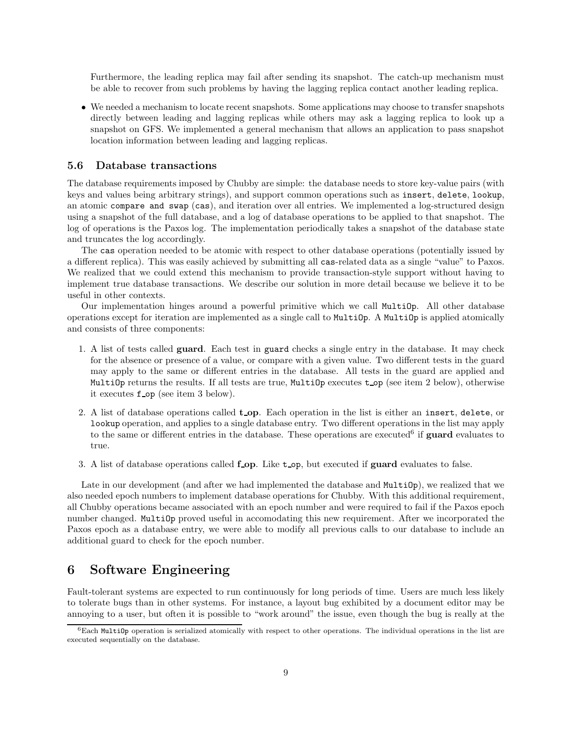Furthermore, the leading replica may fail after sending its snapshot. The catch-up mechanism must be able to recover from such problems by having the lagging replica contact another leading replica.

- We needed a mechanism to locate recent snapshots. Some applications may choose to transfer snapshots directly between leading and lagging replicas while others may ask a lagging replica to look up a snapshot on GFS. We implemented a general mechanism that allows an application to pass snapshot location information between leading and lagging replicas.

### 5.6 Database transactions

The database requirements imposed by Chubby are simple: the database needs to store key-value pairs (with keys and values being arbitrary strings), and support common operations such as `insert`, `delete`, `lookup`, an atomic `compare and swap` (`cas`), and iteration over all entries. We implemented a log-structured design using a snapshot of the full database, and a log of database operations to be applied to that snapshot. The log of operations is the Paxos log. The implementation periodically takes a snapshot of the database state and truncates the log accordingly.

The `cas` operation needed to be atomic with respect to other database operations (potentially issued by a different replica). This was easily achieved by submitting all `cas`-related data as a single "value" to Paxos. We realized that we could extend this mechanism to provide transaction-style support without having to implement true database transactions. We describe our solution in more detail because we believe it to be useful in other contexts.

Our implementation hinges around a powerful primitive which we call `MultiOp`. All other database operations except for iteration are implemented as a single call to `MultiOp`. A `MultiOp` is applied atomically and consists of three components:

1. A list of tests called **guard**. Each test in `guard` checks a single entry in the database. It may check for the absence or presence of a value, or compare with a given value. Two different tests in the guard may apply to the same or different entries in the database. All tests in the guard are applied and `MultiOp` returns the results. If all tests are true, `MultiOp` executes `t_op` (see item 2 below), otherwise it executes `f_op` (see item 3 below).

2. A list of database operations called **t_op**. Each operation in the list is either an `insert`, `delete`, or `lookup` operation, and applies to a single database entry. Two different operations in the list may apply to the same or different entries in the database. These operations are executed[6] if **guard** evaluates to true.

3. A list of database operations called **f_op**. Like `t_op`, but executed if **guard** evaluates to false.

Late in our development (and after we had implemented the database and `MultiOp`), we realized that we also needed epoch numbers to implement database operations for Chubby. With this additional requirement, all Chubby operations became associated with an epoch number and were required to fail if the Paxos epoch number changed. `MultiOp` proved useful in accomodating this new requirement. After we incorporated the Paxos epoch as a database entry, we were able to modify all previous calls to our database to include an additional guard to check for the epoch number.

## 6 Software Engineering

Fault-tolerant systems are expected to run continuously for long periods of time. Users are much less likely to tolerate bugs than in other systems. For instance, a layout bug exhibited by a document editor may be annoying to a user, but often it is possible to "work around" the issue, even though the bug is really at the

[6] Each `MultiOp` operation is serialized atomically with respect to other operations. The individual operations in the list are executed sequentially on the database.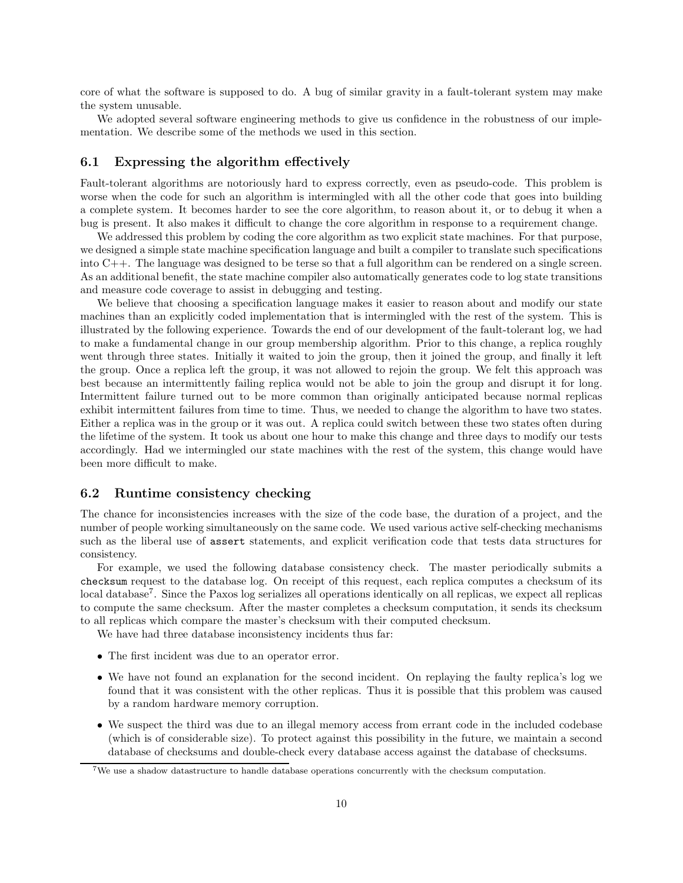core of what the software is supposed to do. A bug of similar gravity in a fault-tolerant system may make the system unusable.

We adopted several software engineering methods to give us confidence in the robustness of our implementation. We describe some of the methods we used in this section.

### 6.1 Expressing the algorithm effectively

Fault-tolerant algorithms are notoriously hard to express correctly, even as pseudo-code. This problem is worse when the code for such an algorithm is intermingled with all the other code that goes into building a complete system. It becomes harder to see the core algorithm, to reason about it, or to debug it when a bug is present. It also makes it difficult to change the core algorithm in response to a requirement change.

We addressed this problem by coding the core algorithm as two explicit state machines. For that purpose, we designed a simple state machine specification language and built a compiler to translate such specifications into C++. The language was designed to be terse so that a full algorithm can be rendered on a single screen. As an additional benefit, the state machine compiler also automatically generates code to log state transitions and measure code coverage to assist in debugging and testing.

We believe that choosing a specification language makes it easier to reason about and modify our state machines than an explicitly coded implementation that is intermingled with the rest of the system. This is illustrated by the following experience. Towards the end of our development of the fault-tolerant log, we had to make a fundamental change in our group membership algorithm. Prior to this change, a replica roughly went through three states. Initially it waited to join the group, then it joined the group, and finally it left the group. Once a replica left the group, it was not allowed to rejoin the group. We felt this approach was best because an intermittently failing replica would not be able to join the group and disrupt it for long. Intermittent failure turned out to be more common than originally anticipated because normal replicas exhibit intermittent failures from time to time. Thus, we needed to change the algorithm to have two states. Either a replica was in the group or it was out. A replica could switch between these two states often during the lifetime of the system. It took us about one hour to make this change and three days to modify our tests accordingly. Had we intermingled our state machines with the rest of the system, this change would have been more difficult to make.

### 6.2 Runtime consistency checking

The chance for inconsistencies increases with the size of the code base, the duration of a project, and the number of people working simultaneously on the same code. We used various active self-checking mechanisms such as the liberal use of `assert` statements, and explicit verification code that tests data structures for consistency.

For example, we used the following database consistency check. The master periodically submits a `checksum` request to the database log. On receipt of this request, each replica computes a checksum of its local database[7]. Since the Paxos log serializes all operations identically on all replicas, we expect all replicas to compute the same checksum. After the master completes a checksum computation, it sends its checksum to all replicas which compare the master's checksum with their computed checksum.

We have had three database inconsistency incidents thus far:

- The first incident was due to an operator error.
- We have not found an explanation for the second incident. On replaying the faulty replica's log we found that it was consistent with the other replicas. Thus it is possible that this problem was caused by a random hardware memory corruption.
- We suspect the third was due to an illegal memory access from errant code in the included codebase (which is of considerable size). To protect against this possibility in the future, we maintain a second database of checksums and double-check every database access against the database of checksums.

[7] We use a shadow datastructure to handle database operations concurrently with the checksum computation.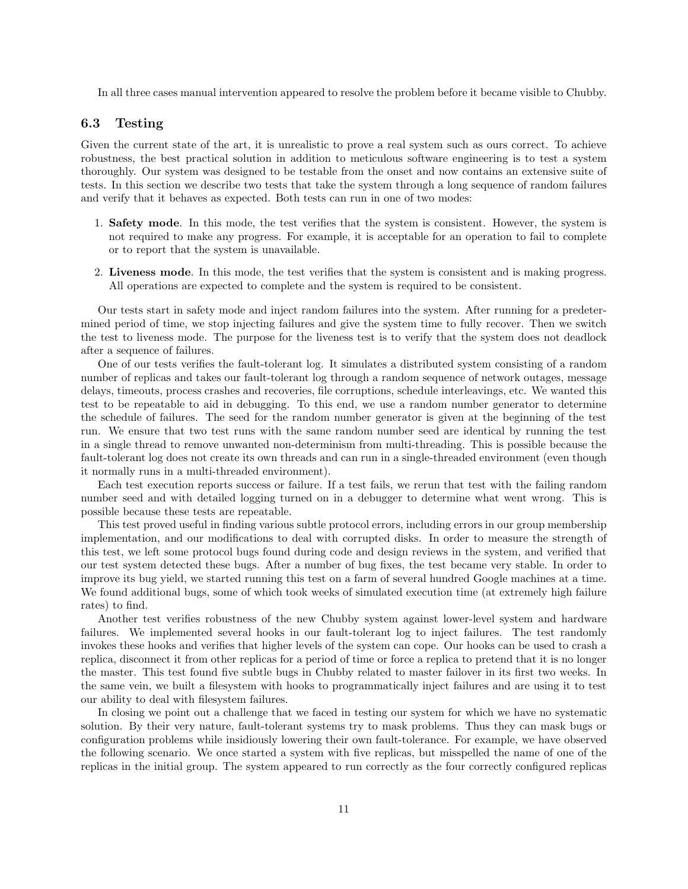In all three cases manual intervention appeared to resolve the problem before it became visible to Chubby.

### 6.3 Testing

Given the current state of the art, it is unrealistic to prove a real system such as ours correct. To achieve robustness, the best practical solution in addition to meticulous software engineering is to test a system thoroughly. Our system was designed to be testable from the onset and now contains an extensive suite of tests. In this section we describe two tests that take the system through a long sequence of random failures and verify that it behaves as expected. Both tests can run in one of two modes:

1. **Safety mode**. In this mode, the test verifies that the system is consistent. However, the system is not required to make any progress. For example, it is acceptable for an operation to fail to complete or to report that the system is unavailable.
2. **Liveness mode**. In this mode, the test verifies that the system is consistent and is making progress. All operations are expected to complete and the system is required to be consistent.

Our tests start in safety mode and inject random failures into the system. After running for a predetermined period of time, we stop injecting failures and give the system time to fully recover. Then we switch the test to liveness mode. The purpose for the liveness test is to verify that the system does not deadlock after a sequence of failures.

One of our tests verifies the fault-tolerant log. It simulates a distributed system consisting of a random number of replicas and takes our fault-tolerant log through a random sequence of network outages, message delays, timeouts, process crashes and recoveries, file corruptions, schedule interleavings, etc. We wanted this test to be repeatable to aid in debugging. To this end, we use a random number generator to determine the schedule of failures. The seed for the random number generator is given at the beginning of the test run. We ensure that two test runs with the same random number seed are identical by running the test in a single thread to remove unwanted non-determinism from multi-threading. This is possible because the fault-tolerant log does not create its own threads and can run in a single-threaded environment (even though it normally runs in a multi-threaded environment).

Each test execution reports success or failure. If a test fails, we rerun that test with the failing random number seed and with detailed logging turned on in a debugger to determine what went wrong. This is possible because these tests are repeatable.

This test proved useful in finding various subtle protocol errors, including errors in our group membership implementation, and our modifications to deal with corrupted disks. In order to measure the strength of this test, we left some protocol bugs found during code and design reviews in the system, and verified that our test system detected these bugs. After a number of bug fixes, the test became very stable. In order to improve its bug yield, we started running this test on a farm of several hundred Google machines at a time. We found additional bugs, some of which took weeks of simulated execution time (at extremely high failure rates) to find.

Another test verifies robustness of the new Chubby system against lower-level system and hardware failures. We implemented several hooks in our fault-tolerant log to inject failures. The test randomly invokes these hooks and verifies that higher levels of the system can cope. Our hooks can be used to crash a replica, disconnect it from other replicas for a period of time or force a replica to pretend that it is no longer the master. This test found five subtle bugs in Chubby related to master failover in its first two weeks. In the same vein, we built a filesystem with hooks to programmatically inject failures and are using it to test our ability to deal with filesystem failures.

In closing we point out a challenge that we faced in testing our system for which we have no systematic solution. By their very nature, fault-tolerant systems try to mask problems. Thus they can mask bugs or configuration problems while insidiously lowering their own fault-tolerance. For example, we have observed the following scenario. We once started a system with five replicas, but misspelled the name of one of the replicas in the initial group. The system appeared to run correctly as the four correctly configured replicas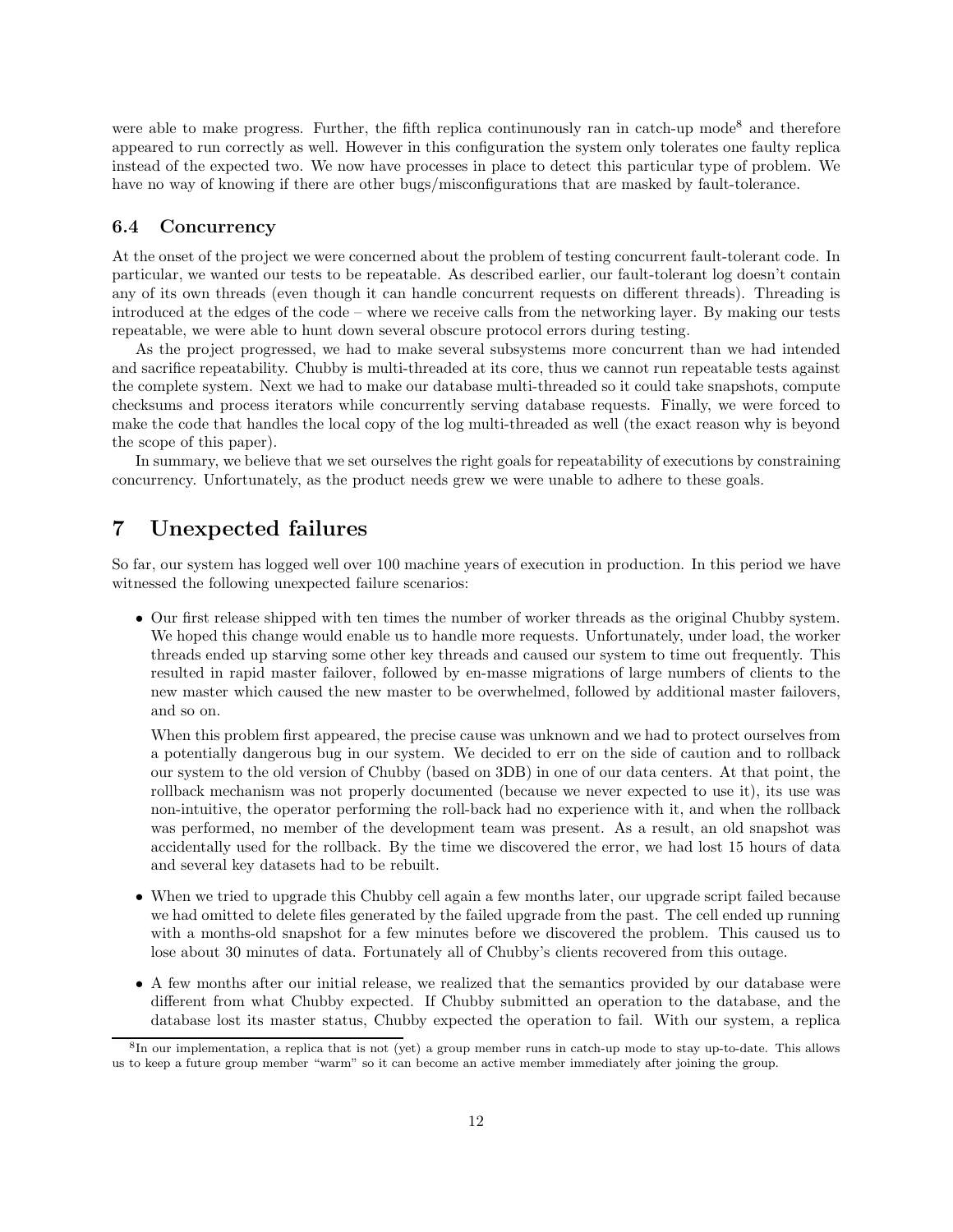were able to make progress. Further, the fifth replica continunously ran in catch-up mode[8] and therefore appeared to run correctly as well. However in this configuration the system only tolerates one faulty replica instead of the expected two. We now have processes in place to detect this particular type of problem. We have no way of knowing if there are other bugs/misconfigurations that are masked by fault-tolerance.

### 6.4 Concurrency

At the onset of the project we were concerned about the problem of testing concurrent fault-tolerant code. In particular, we wanted our tests to be repeatable. As described earlier, our fault-tolerant log doesn't contain any of its own threads (even though it can handle concurrent requests on different threads). Threading is introduced at the edges of the code – where we receive calls from the networking layer. By making our tests repeatable, we were able to hunt down several obscure protocol errors during testing.

As the project progressed, we had to make several subsystems more concurrent than we had intended and sacrifice repeatability. Chubby is multi-threaded at its core, thus we cannot run repeatable tests against the complete system. Next we had to make our database multi-threaded so it could take snapshots, compute checksums and process iterators while concurrently serving database requests. Finally, we were forced to make the code that handles the local copy of the log multi-threaded as well (the exact reason why is beyond the scope of this paper).

In summary, we believe that we set ourselves the right goals for repeatability of executions by constraining concurrency. Unfortunately, as the product needs grew we were unable to adhere to these goals.

## 7 Unexpected failures

So far, our system has logged well over 100 machine years of execution in production. In this period we have witnessed the following unexpected failure scenarios:

- Our first release shipped with ten times the number of worker threads as the original Chubby system. We hoped this change would enable us to handle more requests. Unfortunately, under load, the worker threads ended up starving some other key threads and caused our system to time out frequently. This resulted in rapid master failover, followed by en-masse migrations of large numbers of clients to the new master which caused the new master to be overwhelmed, followed by additional master failovers, and so on.

  When this problem first appeared, the precise cause was unknown and we had to protect ourselves from a potentially dangerous bug in our system. We decided to err on the side of caution and to rollback our system to the old version of Chubby (based on 3DB) in one of our data centers. At that point, the rollback mechanism was not properly documented (because we never expected to use it), its use was non-intuitive, the operator performing the roll-back had no experience with it, and when the rollback was performed, no member of the development team was present. As a result, an old snapshot was accidentally used for the rollback. By the time we discovered the error, we had lost 15 hours of data and several key datasets had to be rebuilt.

- When we tried to upgrade this Chubby cell again a few months later, our upgrade script failed because we had omitted to delete files generated by the failed upgrade from the past. The cell ended up running with a months-old snapshot for a few minutes before we discovered the problem. This caused us to lose about 30 minutes of data. Fortunately all of Chubby's clients recovered from this outage.

- A few months after our initial release, we realized that the semantics provided by our database were different from what Chubby expected. If Chubby submitted an operation to the database, and the database lost its master status, Chubby expected the operation to fail. With our system, a replica

[8] In our implementation, a replica that is not (yet) a group member runs in catch-up mode to stay up-to-date. This allows us to keep a future group member "warm" so it can become an active member immediately after joining the group.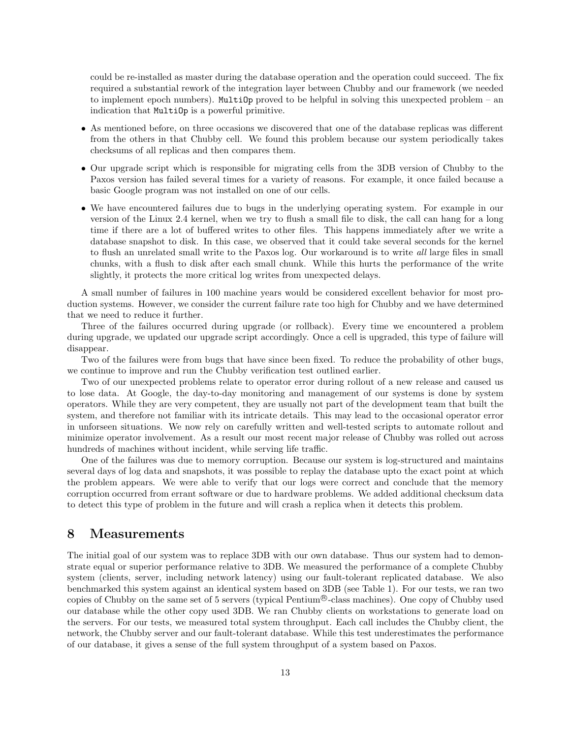could be re-installed as master during the database operation and the operation could succeed. The fix required a substantial rework of the integration layer between Chubby and our framework (we needed to implement epoch numbers). `MultiOp` proved to be helpful in solving this unexpected problem – an indication that `MultiOp` is a powerful primitive.

- As mentioned before, on three occasions we discovered that one of the database replicas was different from the others in that Chubby cell. We found this problem because our system periodically takes checksums of all replicas and then compares them.
- Our upgrade script which is responsible for migrating cells from the 3DB version of Chubby to the Paxos version has failed several times for a variety of reasons. For example, it once failed because a basic Google program was not installed on one of our cells.
- We have encountered failures due to bugs in the underlying operating system. For example in our version of the Linux 2.4 kernel, when we try to flush a small file to disk, the call can hang for a long time if there are a lot of buffered writes to other files. This happens immediately after we write a database snapshot to disk. In this case, we observed that it could take several seconds for the kernel to flush an unrelated small write to the Paxos log. Our workaround is to write *all* large files in small chunks, with a flush to disk after each small chunk. While this hurts the performance of the write slightly, it protects the more critical log writes from unexpected delays.

A small number of failures in 100 machine years would be considered excellent behavior for most production systems. However, we consider the current failure rate too high for Chubby and we have determined that we need to reduce it further.

Three of the failures occurred during upgrade (or rollback). Every time we encountered a problem during upgrade, we updated our upgrade script accordingly. Once a cell is upgraded, this type of failure will disappear.

Two of the failures were from bugs that have since been fixed. To reduce the probability of other bugs, we continue to improve and run the Chubby verification test outlined earlier.

Two of our unexpected problems relate to operator error during rollout of a new release and caused us to lose data. At Google, the day-to-day monitoring and management of our systems is done by system operators. While they are very competent, they are usually not part of the development team that built the system, and therefore not familiar with its intricate details. This may lead to the occasional operator error in unforseen situations. We now rely on carefully written and well-tested scripts to automate rollout and minimize operator involvement. As a result our most recent major release of Chubby was rolled out across hundreds of machines without incident, while serving life traffic.

One of the failures was due to memory corruption. Because our system is log-structured and maintains several days of log data and snapshots, it was possible to replay the database upto the exact point at which the problem appears. We were able to verify that our logs were correct and conclude that the memory corruption occurred from errant software or due to hardware problems. We added additional checksum data to detect this type of problem in the future and will crash a replica when it detects this problem.

## 8 Measurements

The initial goal of our system was to replace 3DB with our own database. Thus our system had to demonstrate equal or superior performance relative to 3DB. We measured the performance of a complete Chubby system (clients, server, including network latency) using our fault-tolerant replicated database. We also benchmarked this system against an identical system based on 3DB (see Table 1). For our tests, we ran two copies of Chubby on the same set of 5 servers (typical Pentium®-class machines). One copy of Chubby used our database while the other copy used 3DB. We ran Chubby clients on workstations to generate load on the servers. For our tests, we measured total system throughput. Each call includes the Chubby client, the network, the Chubby server and our fault-tolerant database. While this test underestimates the performance of our database, it gives a sense of the full system throughput of a system based on Paxos.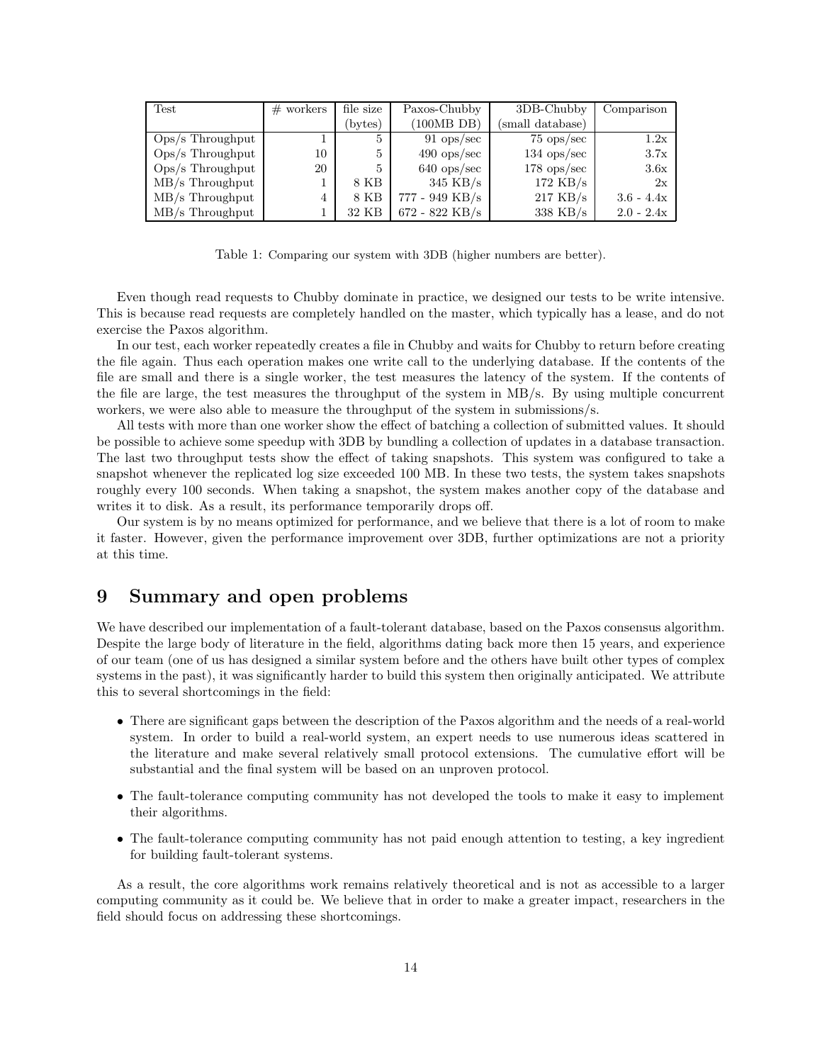| Test | # workers | file size (bytes) | Paxos-Chubby (100MB DB) | 3DB-Chubby (small database) | Comparison |
|---|---|---|---|---|---|
| Ops/s Throughput | 1 | 5 | 91 ops/sec | 75 ops/sec | 1.2x |
| Ops/s Throughput | 10 | 5 | 490 ops/sec | 134 ops/sec | 3.7x |
| Ops/s Throughput | 20 | 5 | 640 ops/sec | 178 ops/sec | 3.6x |
| MB/s Throughput | 1 | 8 KB | 345 KB/s | 172 KB/s | 2x |
| MB/s Throughput | 4 | 8 KB | 777 - 949 KB/s | 217 KB/s | 3.6 - 4.4x |
| MB/s Throughput | 1 | 32 KB | 672 - 822 KB/s | 338 KB/s | 2.0 - 2.4x |

Table 1: Comparing our system with 3DB (higher numbers are better).

Even though read requests to Chubby dominate in practice, we designed our tests to be write intensive. This is because read requests are completely handled on the master, which typically has a lease, and do not exercise the Paxos algorithm.

In our test, each worker repeatedly creates a file in Chubby and waits for Chubby to return before creating the file again. Thus each operation makes one write call to the underlying database. If the contents of the file are small and there is a single worker, the test measures the latency of the system. If the contents of the file are large, the test measures the throughput of the system in MB/s. By using multiple concurrent workers, we were also able to measure the throughput of the system in submissions/s.

All tests with more than one worker show the effect of batching a collection of submitted values. It should be possible to achieve some speedup with 3DB by bundling a collection of updates in a database transaction. The last two throughput tests show the effect of taking snapshots. This system was configured to take a snapshot whenever the replicated log size exceeded 100 MB. In these two tests, the system takes snapshots roughly every 100 seconds. When taking a snapshot, the system makes another copy of the database and writes it to disk. As a result, its performance temporarily drops off.

Our system is by no means optimized for performance, and we believe that there is a lot of room to make it faster. However, given the performance improvement over 3DB, further optimizations are not a priority at this time.

# 9 Summary and open problems

We have described our implementation of a fault-tolerant database, based on the Paxos consensus algorithm. Despite the large body of literature in the field, algorithms dating back more then 15 years, and experience of our team (one of us has designed a similar system before and the others have built other types of complex systems in the past), it was significantly harder to build this system then originally anticipated. We attribute this to several shortcomings in the field:

- There are significant gaps between the description of the Paxos algorithm and the needs of a real-world system. In order to build a real-world system, an expert needs to use numerous ideas scattered in the literature and make several relatively small protocol extensions. The cumulative effort will be substantial and the final system will be based on an unproven protocol.
- The fault-tolerance computing community has not developed the tools to make it easy to implement their algorithms.
- The fault-tolerance computing community has not paid enough attention to testing, a key ingredient for building fault-tolerant systems.

As a result, the core algorithms work remains relatively theoretical and is not as accessible to a larger computing community as it could be. We believe that in order to make a greater impact, researchers in the field should focus on addressing these shortcomings.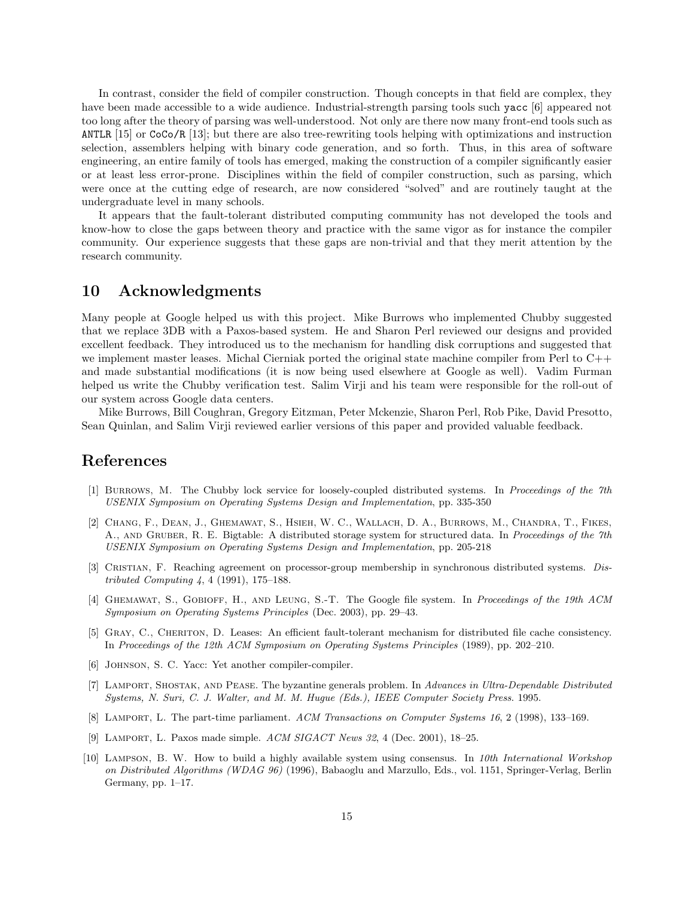In contrast, consider the field of compiler construction. Though concepts in that field are complex, they have been made accessible to a wide audience. Industrial-strength parsing tools such `yacc` [6] appeared not too long after the theory of parsing was well-understood. Not only are there now many front-end tools such as `ANTLR` [15] or `CoCo/R` [13]; but there are also tree-rewriting tools helping with optimizations and instruction selection, assemblers helping with binary code generation, and so forth. Thus, in this area of software engineering, an entire family of tools has emerged, making the construction of a compiler significantly easier or at least less error-prone. Disciplines within the field of compiler construction, such as parsing, which were once at the cutting edge of research, are now considered "solved" and are routinely taught at the undergraduate level in many schools.

It appears that the fault-tolerant distributed computing community has not developed the tools and know-how to close the gaps between theory and practice with the same vigor as for instance the compiler community. Our experience suggests that these gaps are non-trivial and that they merit attention by the research community.

## 10 Acknowledgments

Many people at Google helped us with this project. Mike Burrows who implemented Chubby suggested that we replace 3DB with a Paxos-based system. He and Sharon Perl reviewed our designs and provided excellent feedback. They introduced us to the mechanism for handling disk corruptions and suggested that we implement master leases. Michal Cierniak ported the original state machine compiler from Perl to C++ and made substantial modifications (it is now being used elsewhere at Google as well). Vadim Furman helped us write the Chubby verification test. Salim Virji and his team were responsible for the roll-out of our system across Google data centers.

Mike Burrows, Bill Coughran, Gregory Eitzman, Peter Mckenzie, Sharon Perl, Rob Pike, David Presotto, Sean Quinlan, and Salim Virji reviewed earlier versions of this paper and provided valuable feedback.

## References

[1] Burrows, M. The Chubby lock service for loosely-coupled distributed systems. In *Proceedings of the 7th USENIX Symposium on Operating Systems Design and Implementation*, pp. 335-350

[2] Chang, F., Dean, J., Ghemawat, S., Hsieh, W. C., Wallach, D. A., Burrows, M., Chandra, T., Fikes, A., and Gruber, R. E. Bigtable: A distributed storage system for structured data. In *Proceedings of the 7th USENIX Symposium on Operating Systems Design and Implementation*, pp. 205-218

[3] Cristian, F. Reaching agreement on processor-group membership in synchronous distributed systems. *Distributed Computing 4*, 4 (1991), 175–188.

[4] Ghemawat, S., Gobioff, H., and Leung, S.-T. The Google file system. In *Proceedings of the 19th ACM Symposium on Operating Systems Principles* (Dec. 2003), pp. 29–43.

[5] Gray, C., Cheriton, D. Leases: An efficient fault-tolerant mechanism for distributed file cache consistency. In *Proceedings of the 12th ACM Symposium on Operating Systems Principles* (1989), pp. 202–210.

[6] Johnson, S. C. Yacc: Yet another compiler-compiler.

[7] Lamport, Shostak, and Pease. The byzantine generals problem. In *Advances in Ultra-Dependable Distributed Systems, N. Suri, C. J. Walter, and M. M. Hugue (Eds.), IEEE Computer Society Press*. 1995.

[8] Lamport, L. The part-time parliament. *ACM Transactions on Computer Systems 16*, 2 (1998), 133–169.

[9] Lamport, L. Paxos made simple. *ACM SIGACT News 32*, 4 (Dec. 2001), 18–25.

[10] Lampson, B. W. How to build a highly available system using consensus. In *10th International Workshop on Distributed Algorithms (WDAG 96)* (1996), Babaoglu and Marzullo, Eds., vol. 1151, Springer-Verlag, Berlin Germany, pp. 1–17.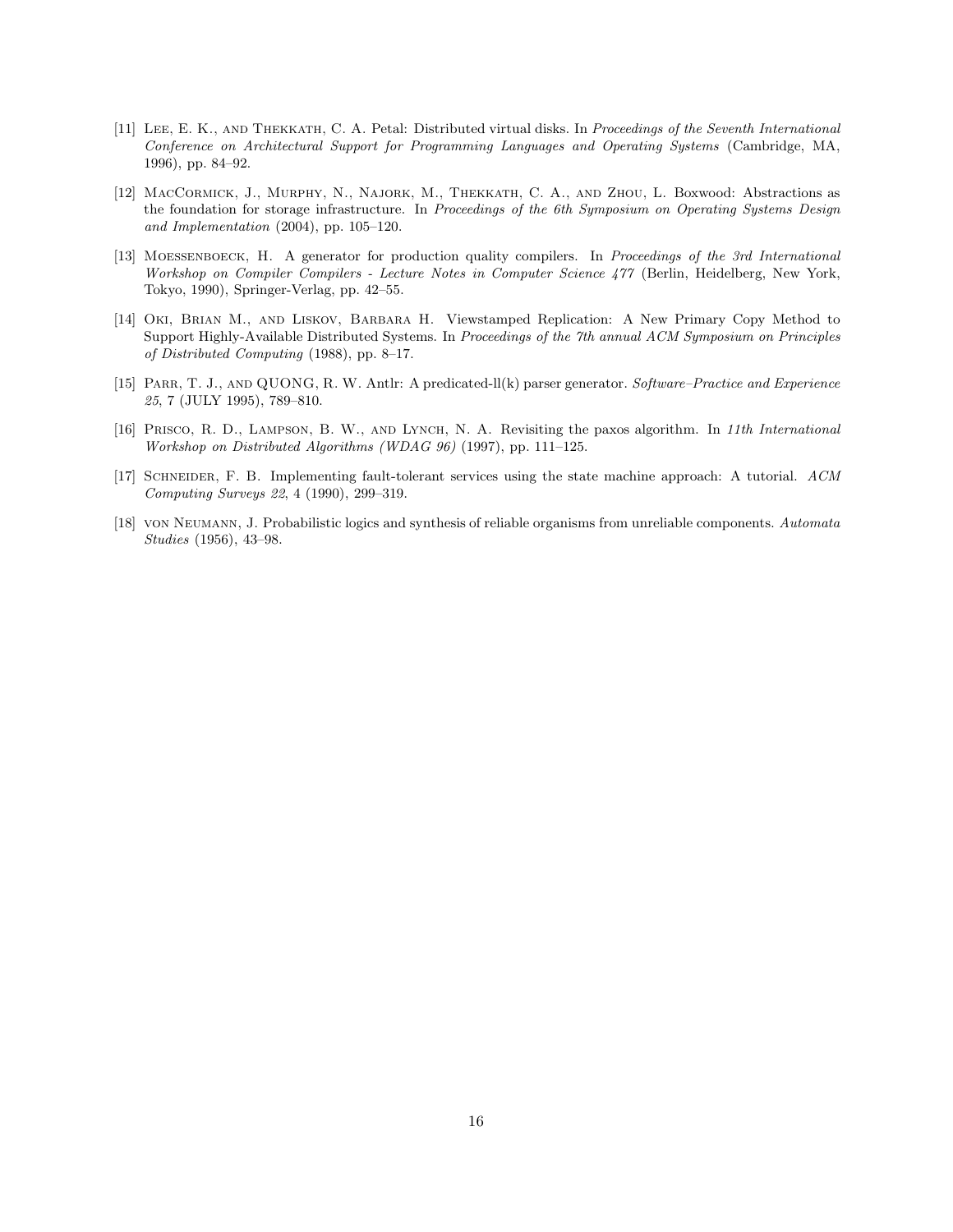[11] Lee, E. K., and Thekkath, C. A. Petal: Distributed virtual disks. In *Proceedings of the Seventh International Conference on Architectural Support for Programming Languages and Operating Systems* (Cambridge, MA, 1996), pp. 84–92.

[12] MacCormick, J., Murphy, N., Najork, M., Thekkath, C. A., and Zhou, L. Boxwood: Abstractions as the foundation for storage infrastructure. In *Proceedings of the 6th Symposium on Operating Systems Design and Implementation* (2004), pp. 105–120.

[13] Moessenboeck, H. A generator for production quality compilers. In *Proceedings of the 3rd International Workshop on Compiler Compilers - Lecture Notes in Computer Science 477* (Berlin, Heidelberg, New York, Tokyo, 1990), Springer-Verlag, pp. 42–55.

[14] Oki, Brian M., and Liskov, Barbara H. Viewstamped Replication: A New Primary Copy Method to Support Highly-Available Distributed Systems. In *Proceedings of the 7th annual ACM Symposium on Principles of Distributed Computing* (1988), pp. 8–17.

[15] Parr, T. J., and QUONG, R. W. Antlr: A predicated-ll(k) parser generator. *Software–Practice and Experience 25*, 7 (JULY 1995), 789–810.

[16] Prisco, R. D., Lampson, B. W., and Lynch, N. A. Revisiting the paxos algorithm. In *11th International Workshop on Distributed Algorithms (WDAG 96)* (1997), pp. 111–125.

[17] Schneider, F. B. Implementing fault-tolerant services using the state machine approach: A tutorial. *ACM Computing Surveys 22*, 4 (1990), 299–319.

[18] von Neumann, J. Probabilistic logics and synthesis of reliable organisms from unreliable components. *Automata Studies* (1956), 43–98.